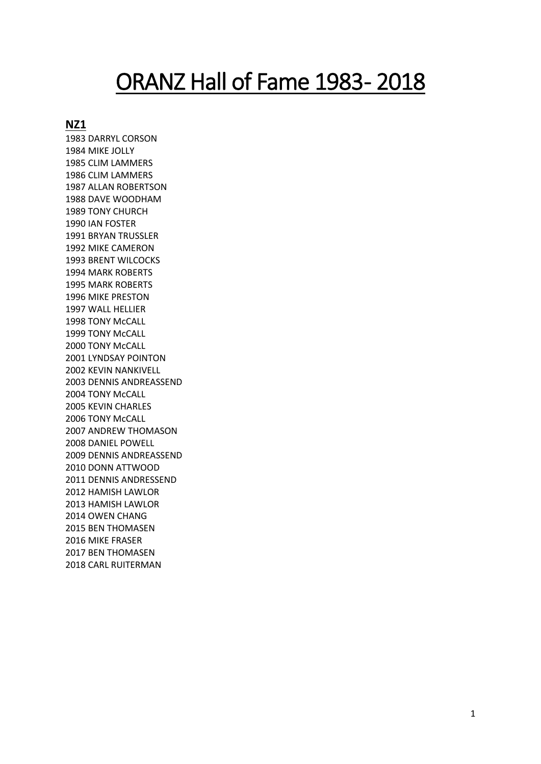# ORANZ Hall of Fame 1983- 2018

## NZ1

1983 DARRYL CORSON
1984 MIKE JOLLY
1985 CLIM LAMMERS
1986 CLIM LAMMERS
1987 ALLAN ROBERTSON
1988 DAVE WOODHAM
1989 TONY CHURCH
1990 IAN FOSTER
1991 BRYAN TRUSSLER
1992 MIKE CAMERON
1993 BRENT WILCOCKS
1994 MARK ROBERTS
1995 MARK ROBERTS
1996 MIKE PRESTON
1997 WALL HELLIER
1998 TONY McCALL
1999 TONY McCALL
2000 TONY McCALL
2001 LYNDSAY POINTON
2002 KEVIN NANKIVELL
2003 DENNIS ANDREASSEND
2004 TONY McCALL
2005 KEVIN CHARLES
2006 TONY McCALL
2007 ANDREW THOMASON
2008 DANIEL POWELL
2009 DENNIS ANDREASSEND
2010 DONN ATTWOOD
2011 DENNIS ANDRESSEND
2012 HAMISH LAWLOR
2013 HAMISH LAWLOR
2014 OWEN CHANG
2015 BEN THOMASEN
2016 MIKE FRASER
2017 BEN THOMASEN
2018 CARL RUITERMAN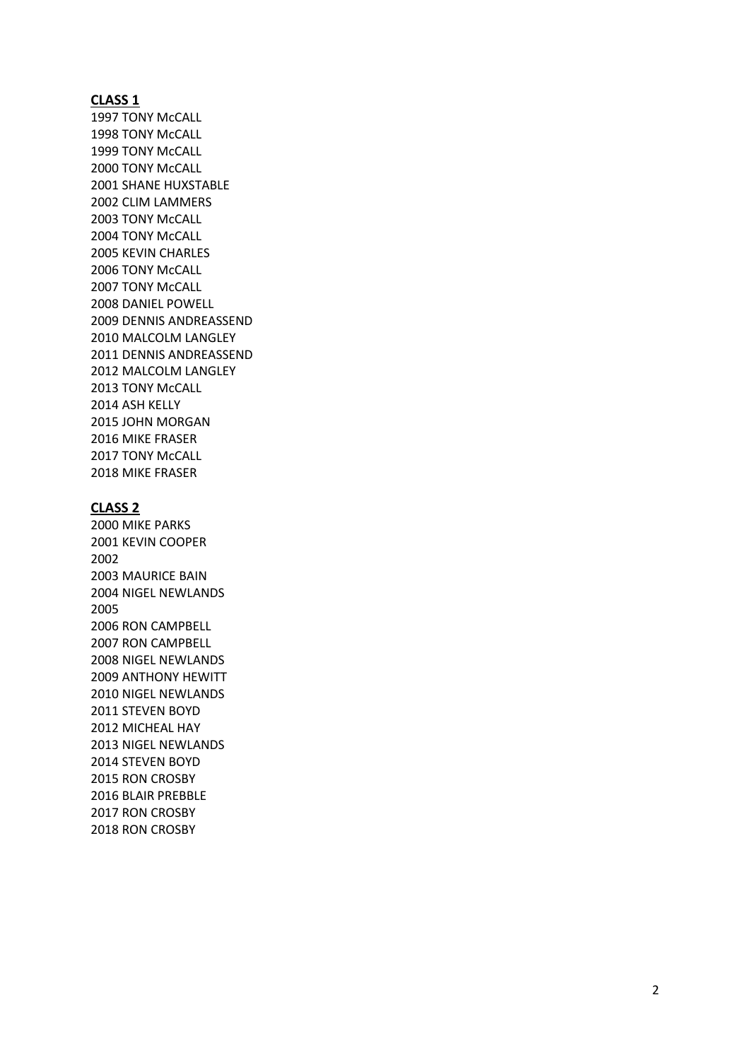**CLASS 1**

1997 TONY McCALL
1998 TONY McCALL
1999 TONY McCALL
2000 TONY McCALL
2001 SHANE HUXSTABLE
2002 CLIM LAMMERS
2003 TONY McCALL
2004 TONY McCALL
2005 KEVIN CHARLES
2006 TONY McCALL
2007 TONY McCALL
2008 DANIEL POWELL
2009 DENNIS ANDREASSEND
2010 MALCOLM LANGLEY
2011 DENNIS ANDREASSEND
2012 MALCOLM LANGLEY
2013 TONY McCALL
2014 ASH KELLY
2015 JOHN MORGAN
2016 MIKE FRASER
2017 TONY McCALL
2018 MIKE FRASER

**CLASS 2**

2000 MIKE PARKS
2001 KEVIN COOPER
2002
2003 MAURICE BAIN
2004 NIGEL NEWLANDS
2005
2006 RON CAMPBELL
2007 RON CAMPBELL
2008 NIGEL NEWLANDS
2009 ANTHONY HEWITT
2010 NIGEL NEWLANDS
2011 STEVEN BOYD
2012 MICHEAL HAY
2013 NIGEL NEWLANDS
2014 STEVEN BOYD
2015 RON CROSBY
2016 BLAIR PREBBLE
2017 RON CROSBY
2018 RON CROSBY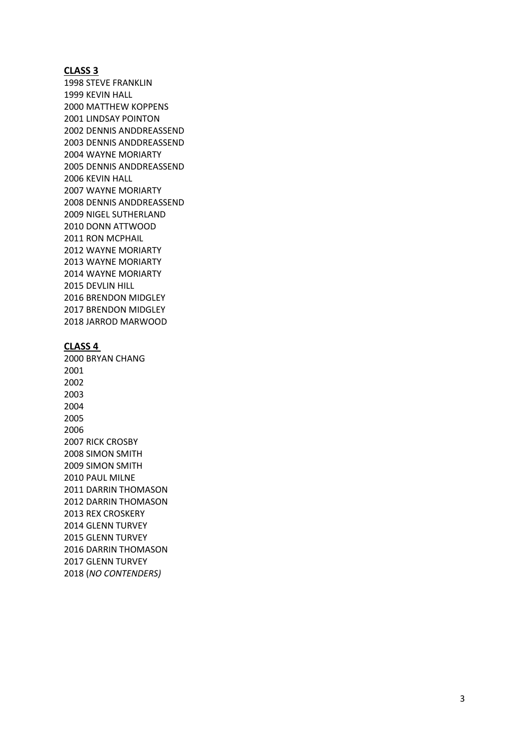**CLASS 3**

1998 STEVE FRANKLIN
1999 KEVIN HALL
2000 MATTHEW KOPPENS
2001 LINDSAY POINTON
2002 DENNIS ANDDREASSEND
2003 DENNIS ANDDREASSEND
2004 WAYNE MORIARTY
2005 DENNIS ANDDREASSEND
2006 KEVIN HALL
2007 WAYNE MORIARTY
2008 DENNIS ANDDREASSEND
2009 NIGEL SUTHERLAND
2010 DONN ATTWOOD
2011 RON MCPHAIL
2012 WAYNE MORIARTY
2013 WAYNE MORIARTY
2014 WAYNE MORIARTY
2015 DEVLIN HILL
2016 BRENDON MIDGLEY
2017 BRENDON MIDGLEY
2018 JARROD MARWOOD

**CLASS 4**

2000 BRYAN CHANG
2001
2002
2003
2004
2005
2006
2007 RICK CROSBY
2008 SIMON SMITH
2009 SIMON SMITH
2010 PAUL MILNE
2011 DARRIN THOMASON
2012 DARRIN THOMASON
2013 REX CROSKERY
2014 GLENN TURVEY
2015 GLENN TURVEY
2016 DARRIN THOMASON
2017 GLENN TURVEY
2018 (*NO CONTENDERS)*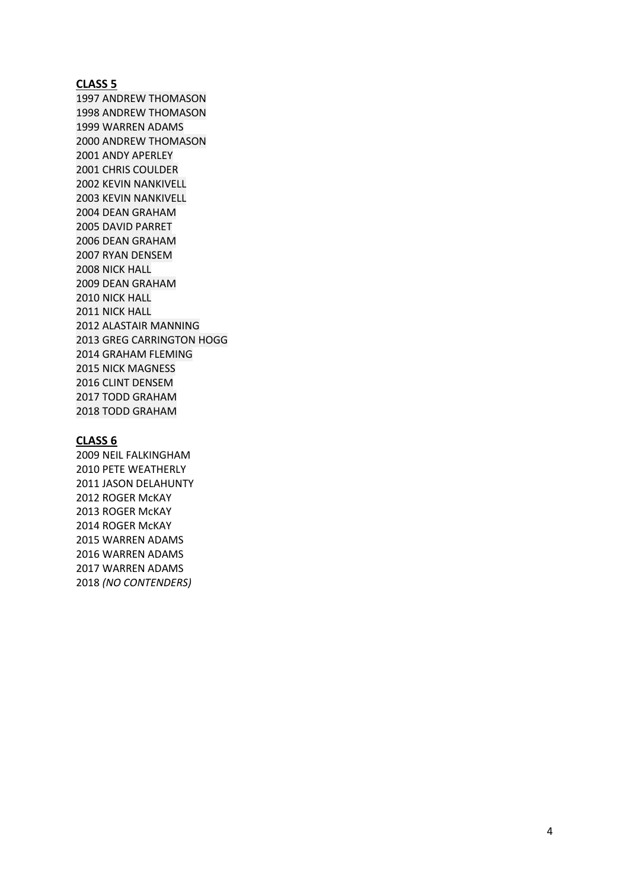**CLASS 5**

1997 ANDREW THOMASON
1998 ANDREW THOMASON
1999 WARREN ADAMS
2000 ANDREW THOMASON
2001 ANDY APERLEY
2001 CHRIS COULDER
2002 KEVIN NANKIVELL
2003 KEVIN NANKIVELL
2004 DEAN GRAHAM
2005 DAVID PARRET
2006 DEAN GRAHAM
2007 RYAN DENSEM
2008 NICK HALL
2009 DEAN GRAHAM
2010 NICK HALL
2011 NICK HALL
2012 ALASTAIR MANNING
2013 GREG CARRINGTON HOGG
2014 GRAHAM FLEMING
2015 NICK MAGNESS
2016 CLINT DENSEM
2017 TODD GRAHAM
2018 TODD GRAHAM

**CLASS 6**

2009 NEIL FALKINGHAM
2010 PETE WEATHERLY
2011 JASON DELAHUNTY
2012 ROGER McKAY
2013 ROGER McKAY
2014 ROGER McKAY
2015 WARREN ADAMS
2016 WARREN ADAMS
2017 WARREN ADAMS
2018 *(NO CONTENDERS)*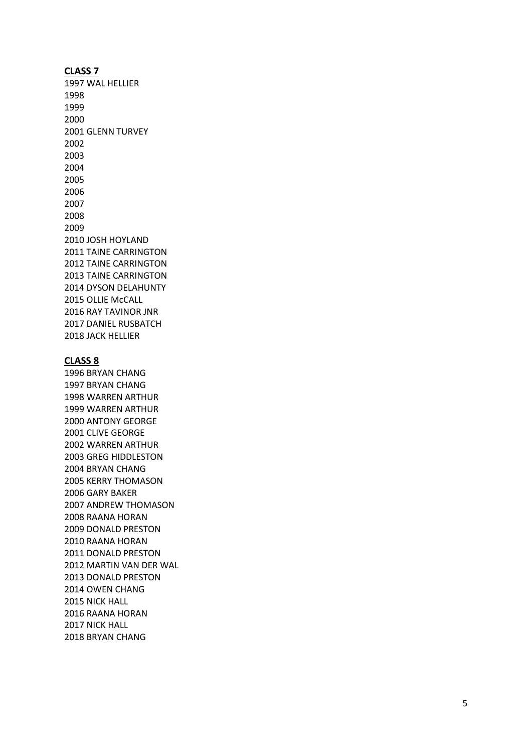**CLASS 7**

1997 WAL HELLIER
1998
1999
2000
2001 GLENN TURVEY
2002
2003
2004
2005
2006
2007
2008
2009
2010 JOSH HOYLAND
2011 TAINE CARRINGTON
2012 TAINE CARRINGTON
2013 TAINE CARRINGTON
2014 DYSON DELAHUNTY
2015 OLLIE McCALL
2016 RAY TAVINOR JNR
2017 DANIEL RUSBATCH
2018 JACK HELLIER

**CLASS 8**

1996 BRYAN CHANG
1997 BRYAN CHANG
1998 WARREN ARTHUR
1999 WARREN ARTHUR
2000 ANTONY GEORGE
2001 CLIVE GEORGE
2002 WARREN ARTHUR
2003 GREG HIDDLESTON
2004 BRYAN CHANG
2005 KERRY THOMASON
2006 GARY BAKER
2007 ANDREW THOMASON
2008 RAANA HORAN
2009 DONALD PRESTON
2010 RAANA HORAN
2011 DONALD PRESTON
2012 MARTIN VAN DER WAL
2013 DONALD PRESTON
2014 OWEN CHANG
2015 NICK HALL
2016 RAANA HORAN
2017 NICK HALL
2018 BRYAN CHANG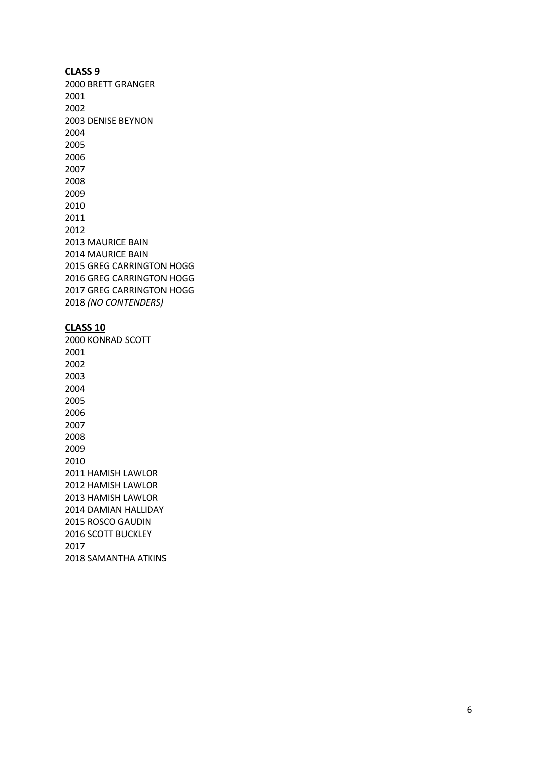**CLASS 9**

2000 BRETT GRANGER
2001
2002
2003 DENISE BEYNON
2004
2005
2006
2007
2008
2009
2010
2011
2012
2013 MAURICE BAIN
2014 MAURICE BAIN
2015 GREG CARRINGTON HOGG
2016 GREG CARRINGTON HOGG
2017 GREG CARRINGTON HOGG
2018 *(NO CONTENDERS)*

**CLASS 10**

2000 KONRAD SCOTT
2001
2002
2003
2004
2005
2006
2007
2008
2009
2010
2011 HAMISH LAWLOR
2012 HAMISH LAWLOR
2013 HAMISH LAWLOR
2014 DAMIAN HALLIDAY
2015 ROSCO GAUDIN
2016 SCOTT BUCKLEY
2017
2018 SAMANTHA ATKINS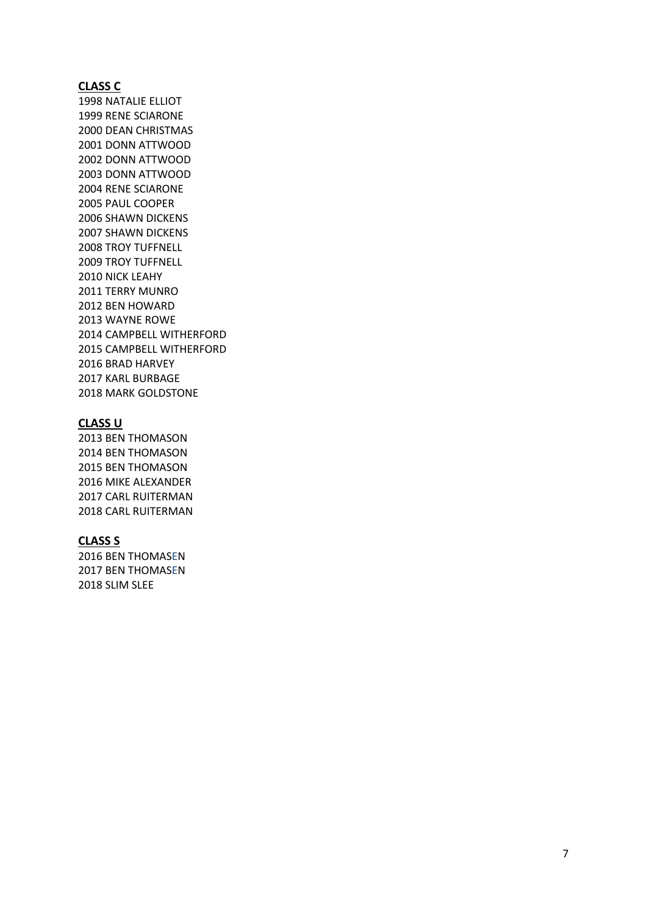**CLASS C**

1998 NATALIE ELLIOT
1999 RENE SCIARONE
2000 DEAN CHRISTMAS
2001 DONN ATTWOOD
2002 DONN ATTWOOD
2003 DONN ATTWOOD
2004 RENE SCIARONE
2005 PAUL COOPER
2006 SHAWN DICKENS
2007 SHAWN DICKENS
2008 TROY TUFFNELL
2009 TROY TUFFNELL
2010 NICK LEAHY
2011 TERRY MUNRO
2012 BEN HOWARD
2013 WAYNE ROWE
2014 CAMPBELL WITHERFORD
2015 CAMPBELL WITHERFORD
2016 BRAD HARVEY
2017 KARL BURBAGE
2018 MARK GOLDSTONE

**CLASS U**

2013 BEN THOMASON
2014 BEN THOMASON
2015 BEN THOMASON
2016 MIKE ALEXANDER
2017 CARL RUITERMAN
2018 CARL RUITERMAN

**CLASS S**

2016 BEN THOMASEN
2017 BEN THOMASEN
2018 SLIM SLEE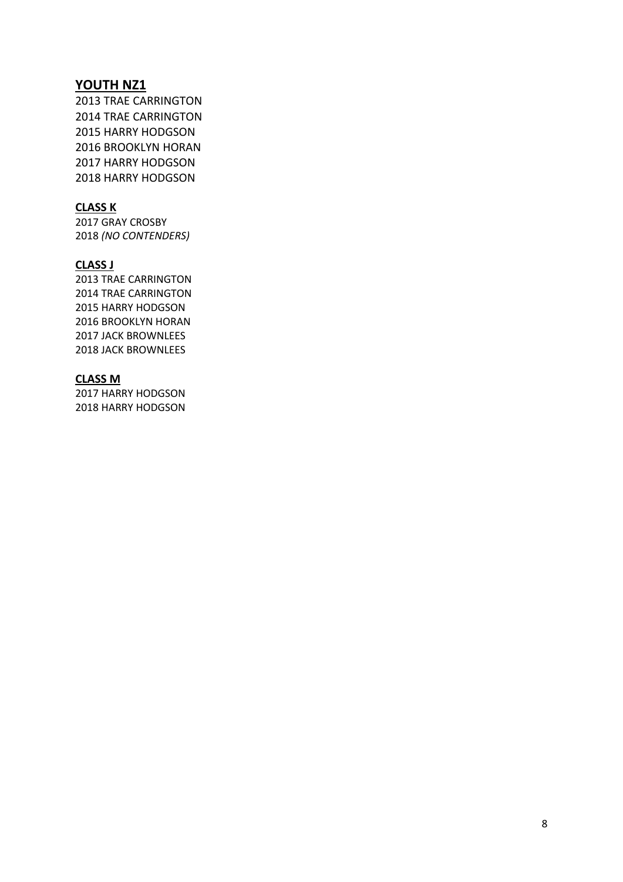## YOUTH NZ1

2013 TRAE CARRINGTON
2014 TRAE CARRINGTON
2015 HARRY HODGSON
2016 BROOKLYN HORAN
2017 HARRY HODGSON
2018 HARRY HODGSON

### CLASS K

2017 GRAY CROSBY
2018 *(NO CONTENDERS)*

### CLASS J

2013 TRAE CARRINGTON
2014 TRAE CARRINGTON
2015 HARRY HODGSON
2016 BROOKLYN HORAN
2017 JACK BROWNLEES
2018 JACK BROWNLEES

### CLASS M

2017 HARRY HODGSON
2018 HARRY HODGSON